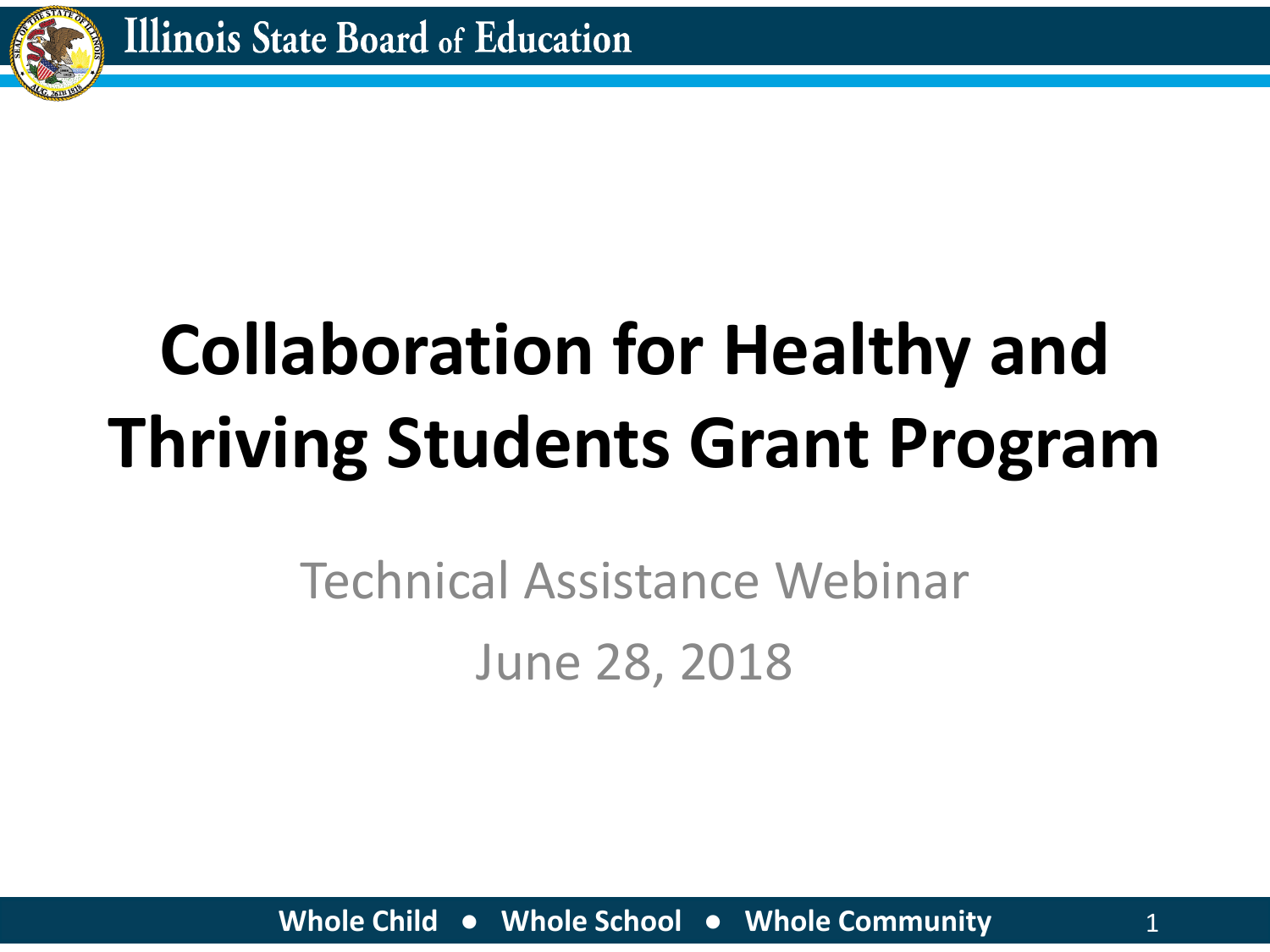# Collaboration for Healthy and Thriving Students Grant Program

Technical Assistance Webinar

June 28, 2018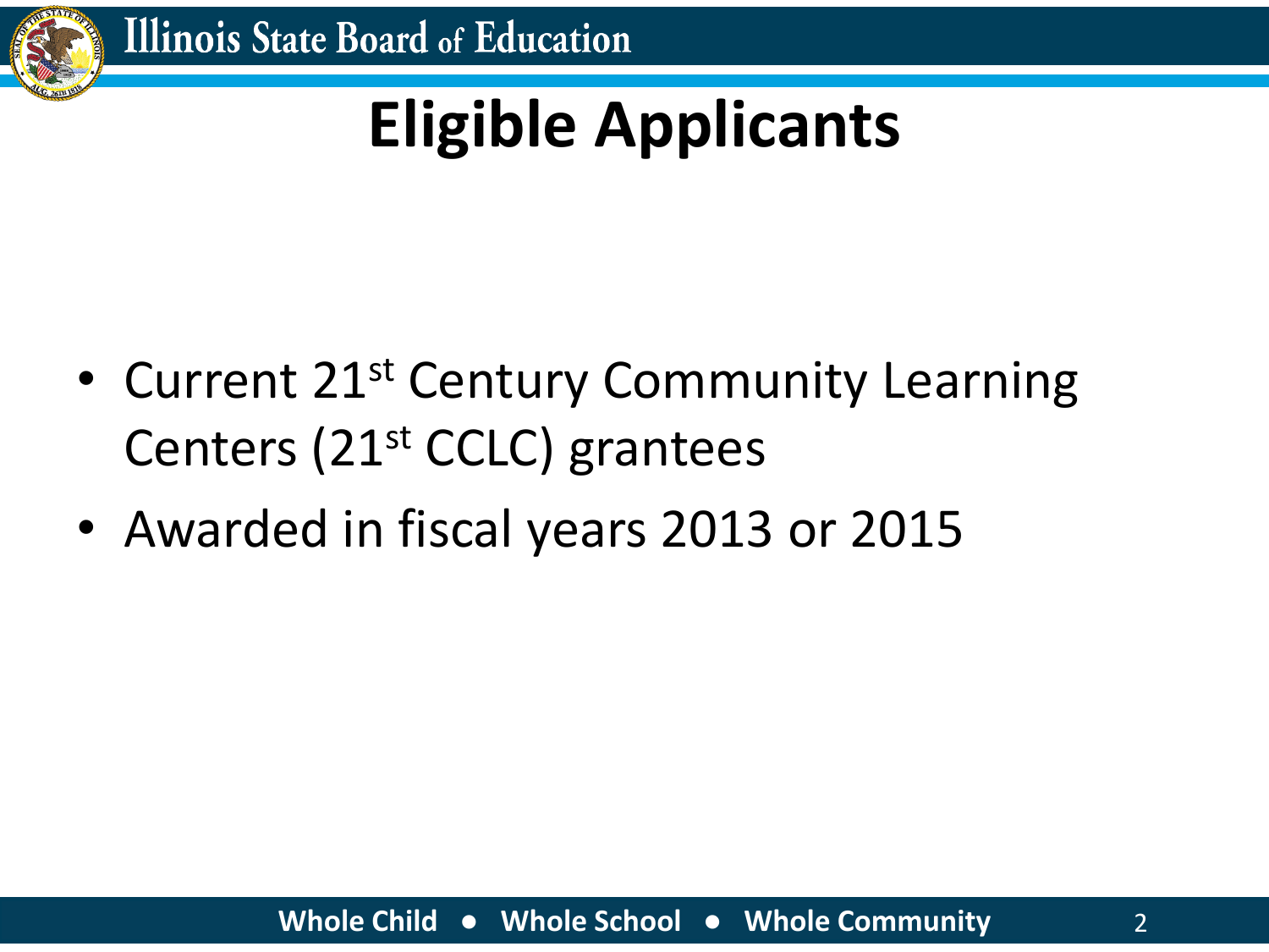# Eligible Applicants

- Current 21st Century Community Learning Centers (21st CCLC) grantees
- Awarded in fiscal years 2013 or 2015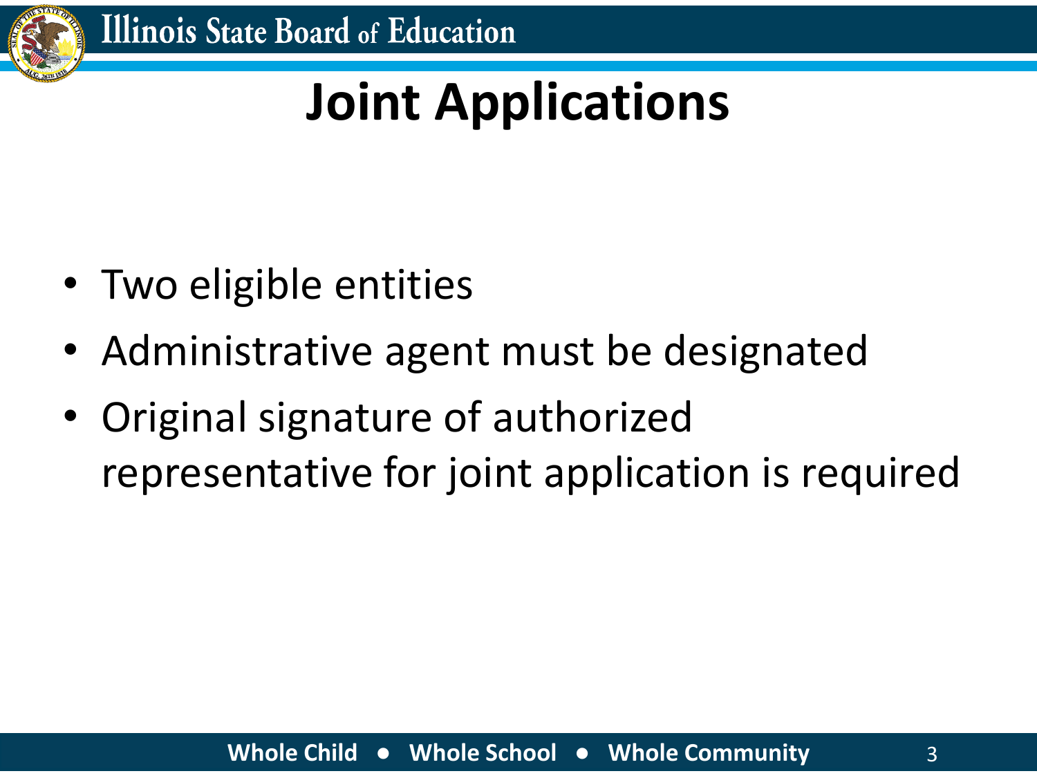# Joint Applications

- Two eligible entities
- Administrative agent must be designated
- Original signature of authorized representative for joint application is required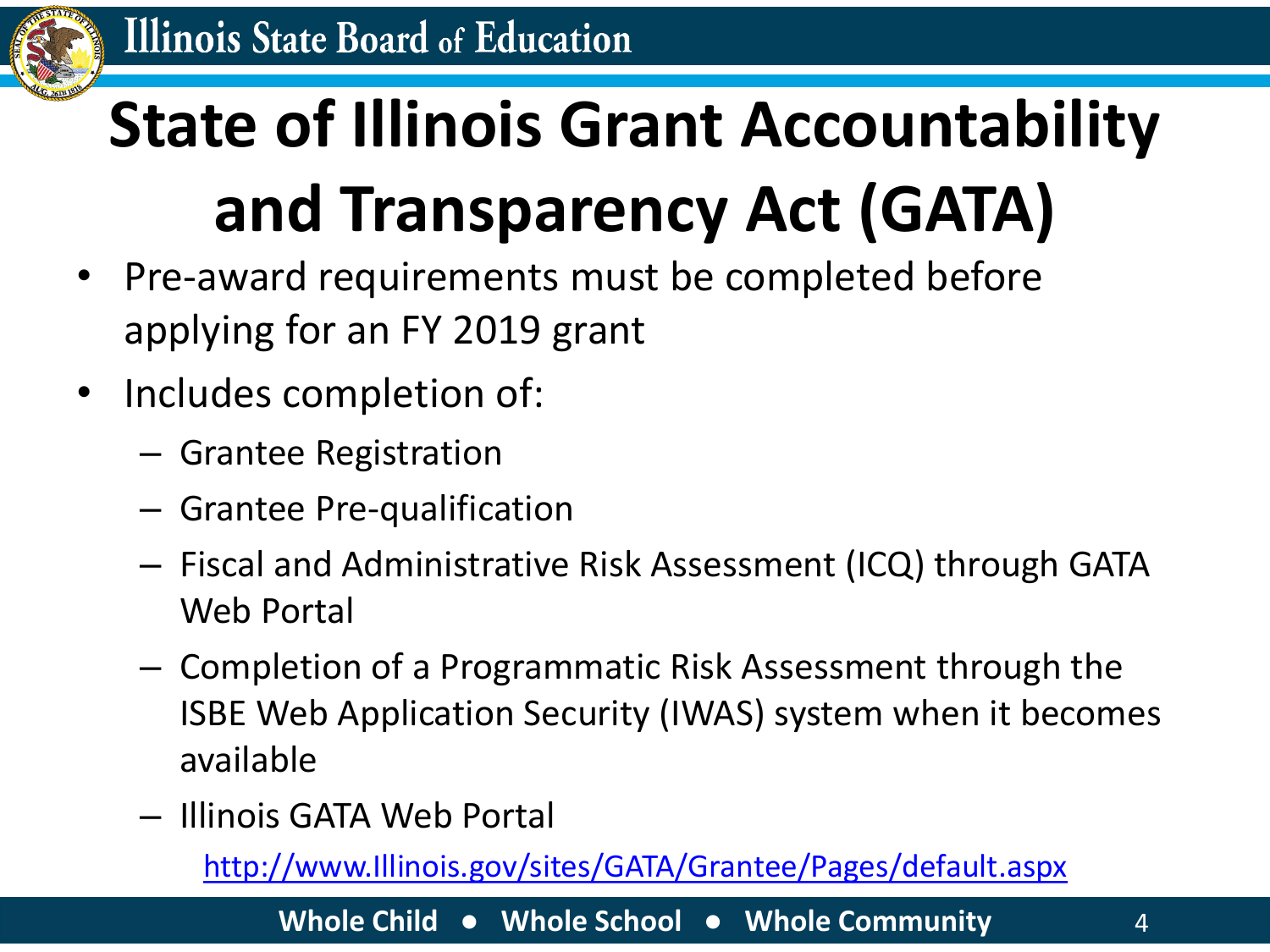# State of Illinois Grant Accountability and Transparency Act (GATA)

- Pre-award requirements must be completed before applying for an FY 2019 grant
- Includes completion of:
  - Grantee Registration
  - Grantee Pre-qualification
  - Fiscal and Administrative Risk Assessment (ICQ) through GATA Web Portal
  - Completion of a Programmatic Risk Assessment through the ISBE Web Application Security (IWAS) system when it becomes available
  - Illinois GATA Web Portal

    http://www.Illinois.gov/sites/GATA/Grantee/Pages/default.aspx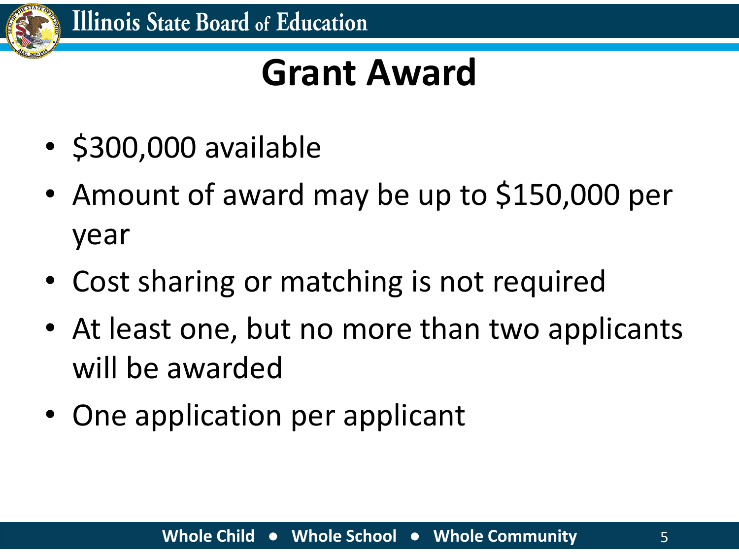# Grant Award

- $300,000 available
- Amount of award may be up to $150,000 per year
- Cost sharing or matching is not required
- At least one, but no more than two applicants will be awarded
- One application per applicant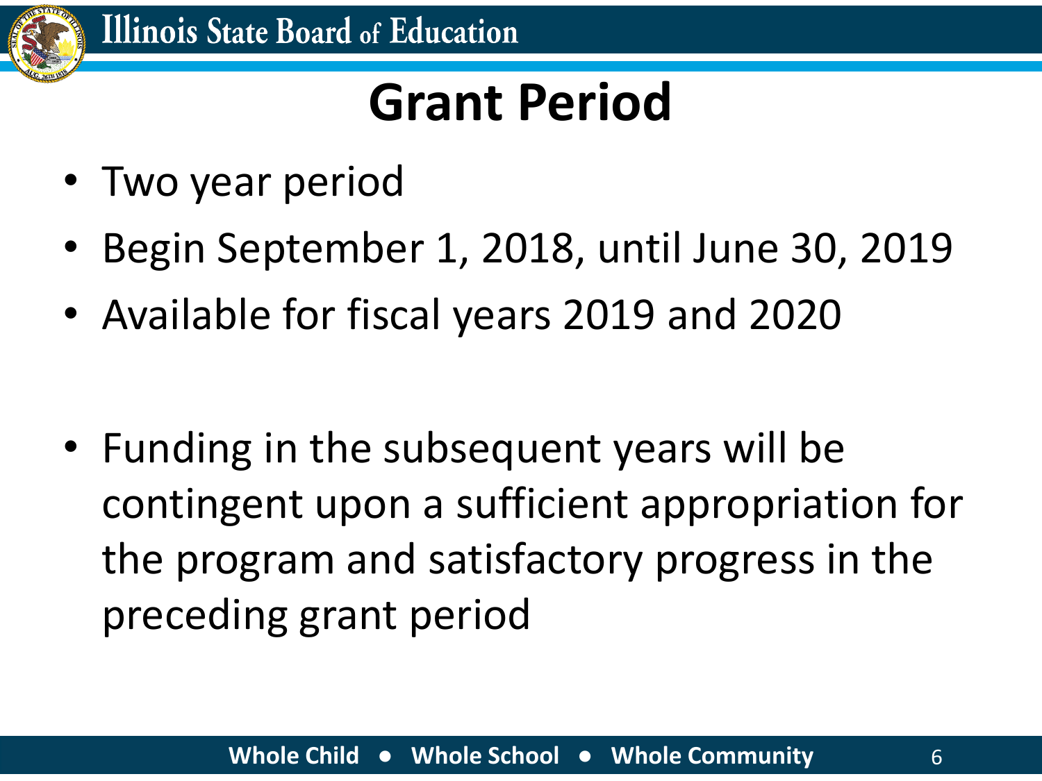# Grant Period

- Two year period
- Begin September 1, 2018, until June 30, 2019
- Available for fiscal years 2019 and 2020

- Funding in the subsequent years will be contingent upon a sufficient appropriation for the program and satisfactory progress in the preceding grant period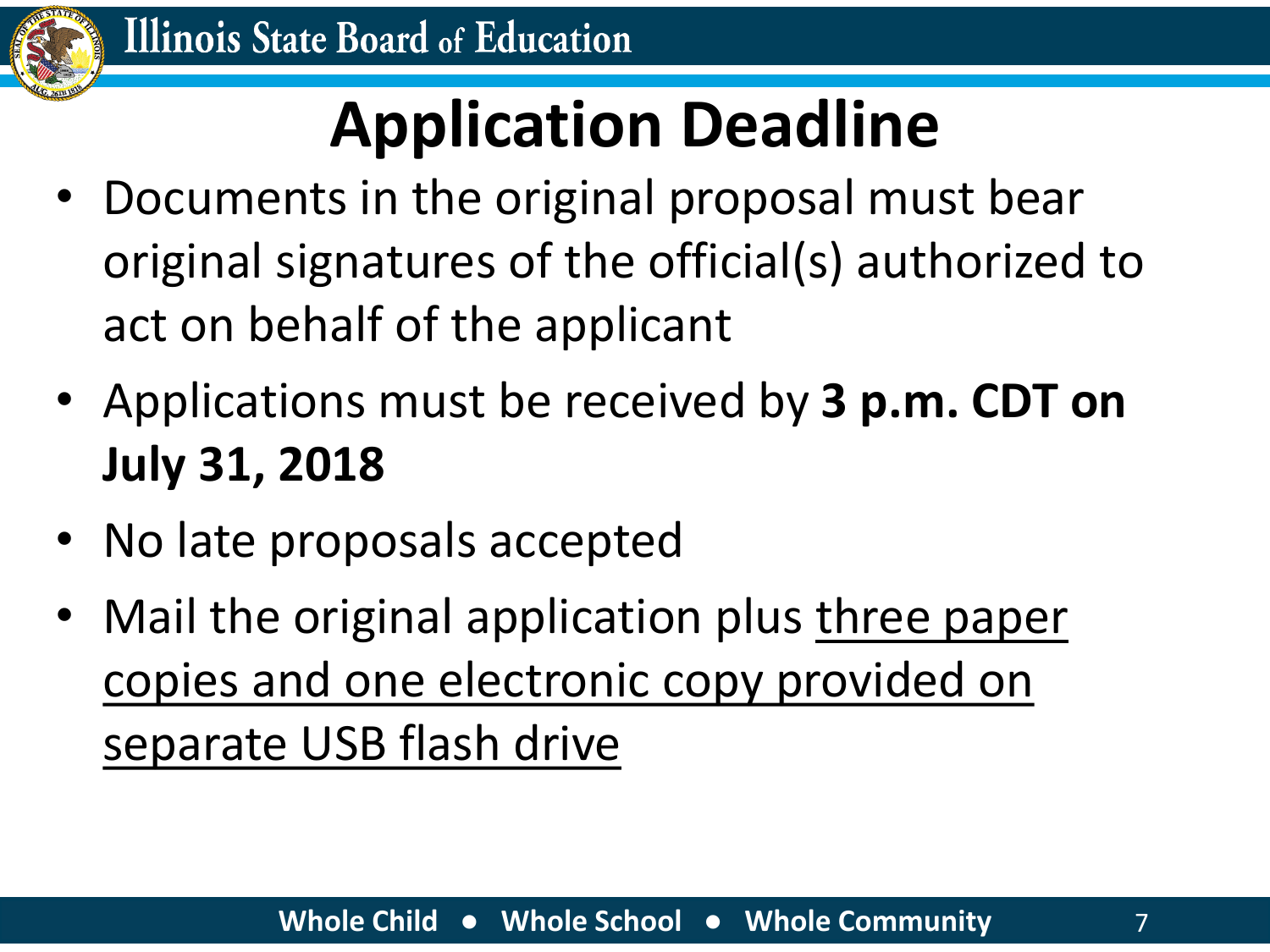# Application Deadline

- Documents in the original proposal must bear original signatures of the official(s) authorized to act on behalf of the applicant
- Applications must be received by **3 p.m. CDT on July 31, 2018**
- No late proposals accepted
- Mail the original application plus <u>three paper copies and one electronic copy provided on separate USB flash drive</u>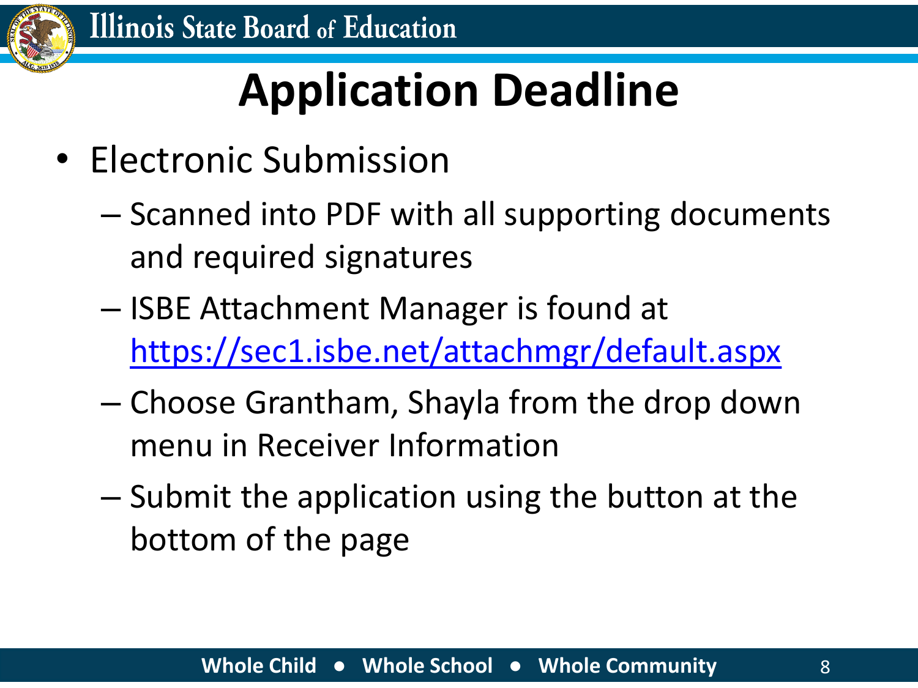# Application Deadline

- Electronic Submission
  - Scanned into PDF with all supporting documents and required signatures
  - ISBE Attachment Manager is found at https://sec1.isbe.net/attachmgr/default.aspx
  - Choose Grantham, Shayla from the drop down menu in Receiver Information
  - Submit the application using the button at the bottom of the page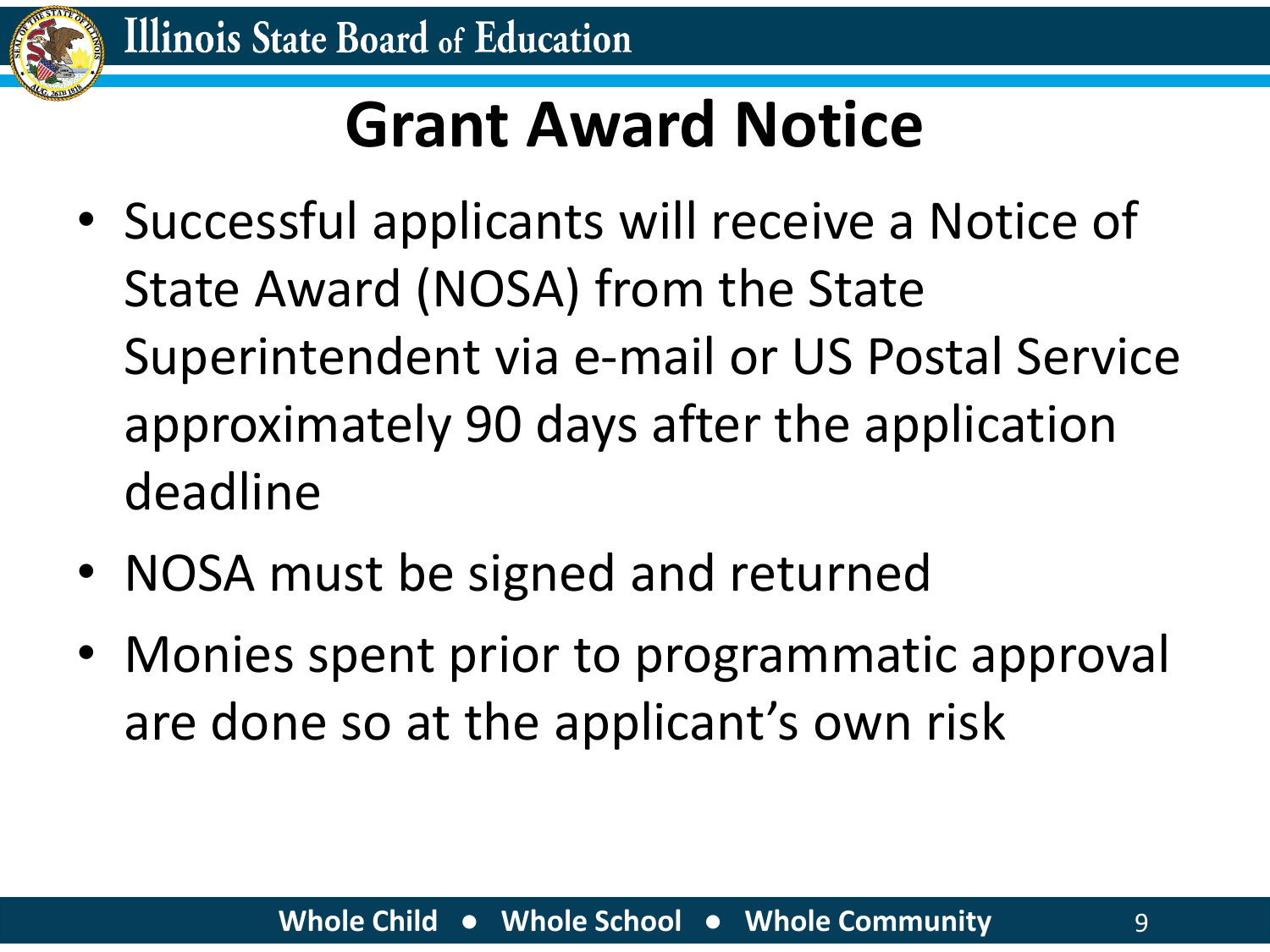# Grant Award Notice

- Successful applicants will receive a Notice of State Award (NOSA) from the State Superintendent via e-mail or US Postal Service approximately 90 days after the application deadline
- NOSA must be signed and returned
- Monies spent prior to programmatic approval are done so at the applicant's own risk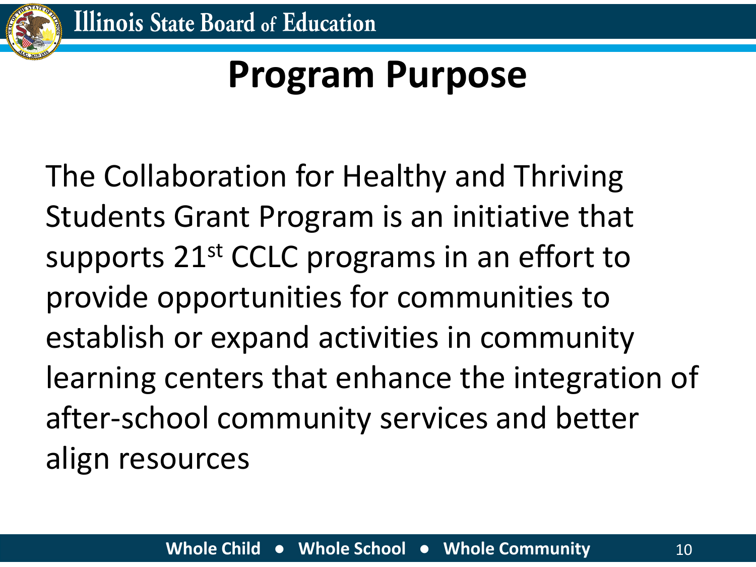# Program Purpose

The Collaboration for Healthy and Thriving Students Grant Program is an initiative that supports 21st CCLC programs in an effort to provide opportunities for communities to establish or expand activities in community learning centers that enhance the integration of after-school community services and better align resources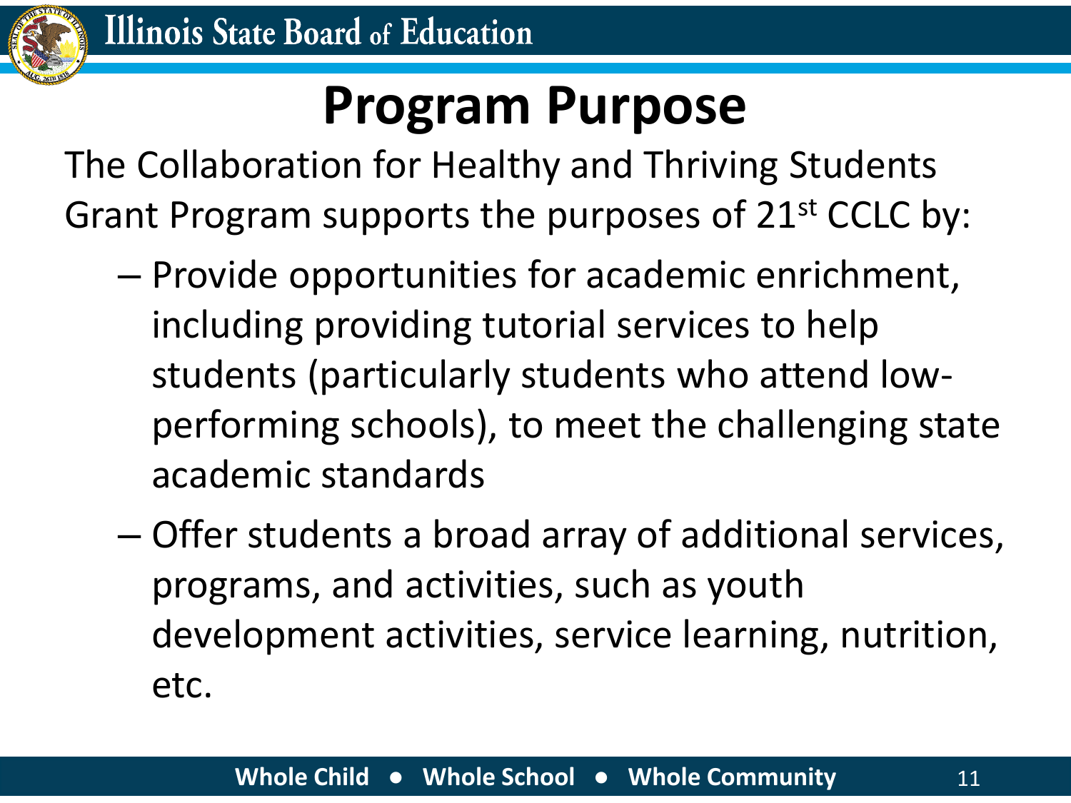# Program Purpose

The Collaboration for Healthy and Thriving Students Grant Program supports the purposes of 21st CCLC by:

- Provide opportunities for academic enrichment, including providing tutorial services to help students (particularly students who attend low-performing schools), to meet the challenging state academic standards
- Offer students a broad array of additional services, programs, and activities, such as youth development activities, service learning, nutrition, etc.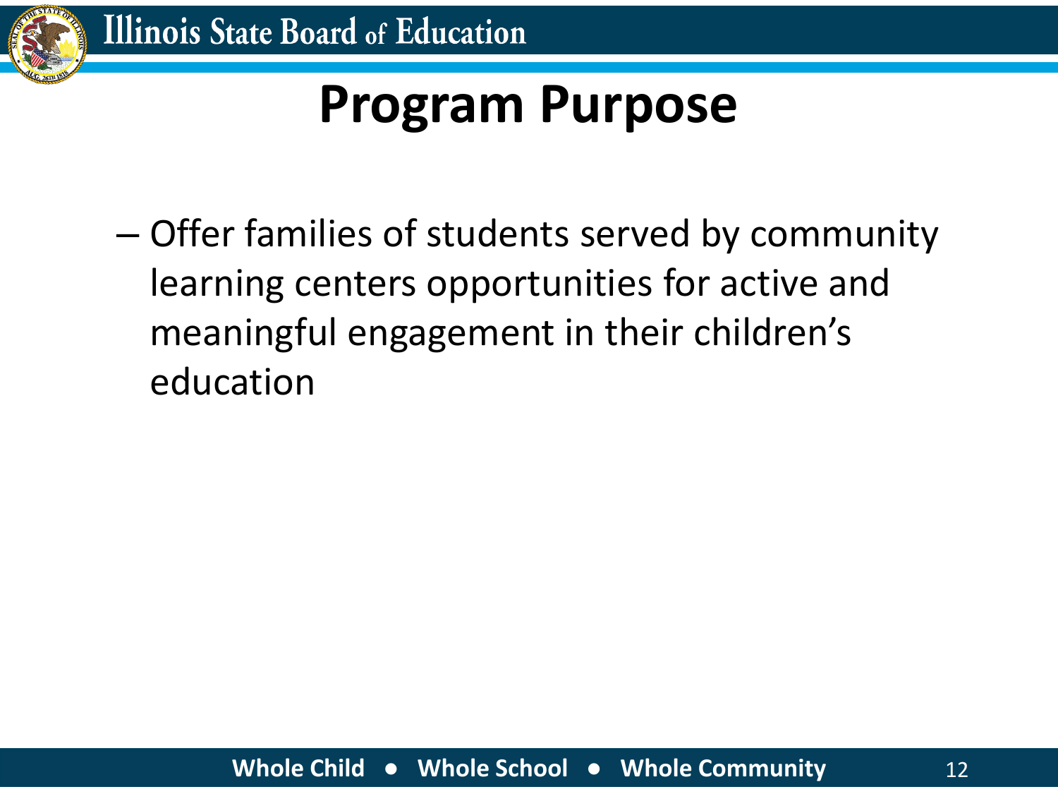# Program Purpose

- Offer families of students served by community learning centers opportunities for active and meaningful engagement in their children's education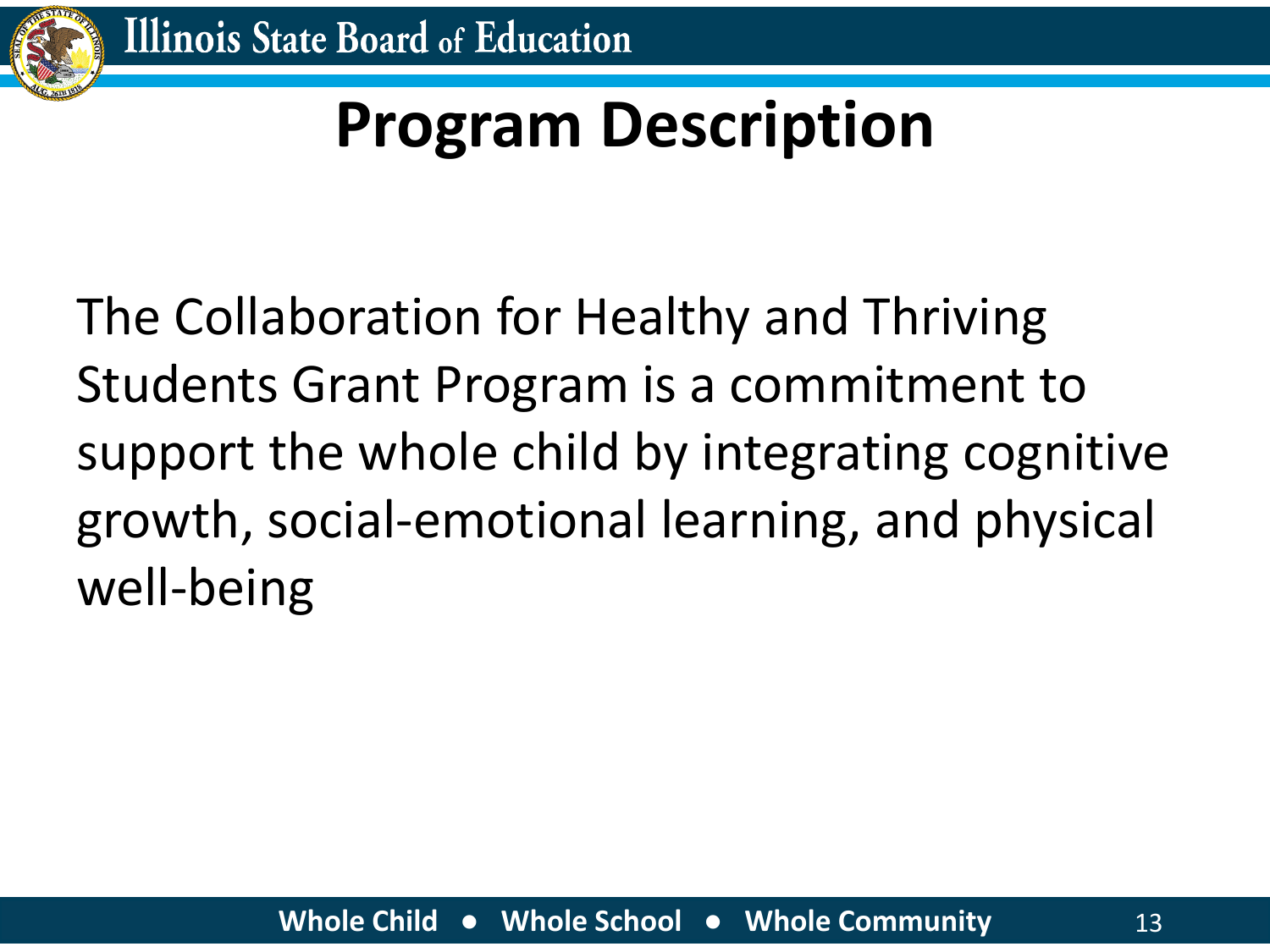# Program Description

The Collaboration for Healthy and Thriving Students Grant Program is a commitment to support the whole child by integrating cognitive growth, social-emotional learning, and physical well-being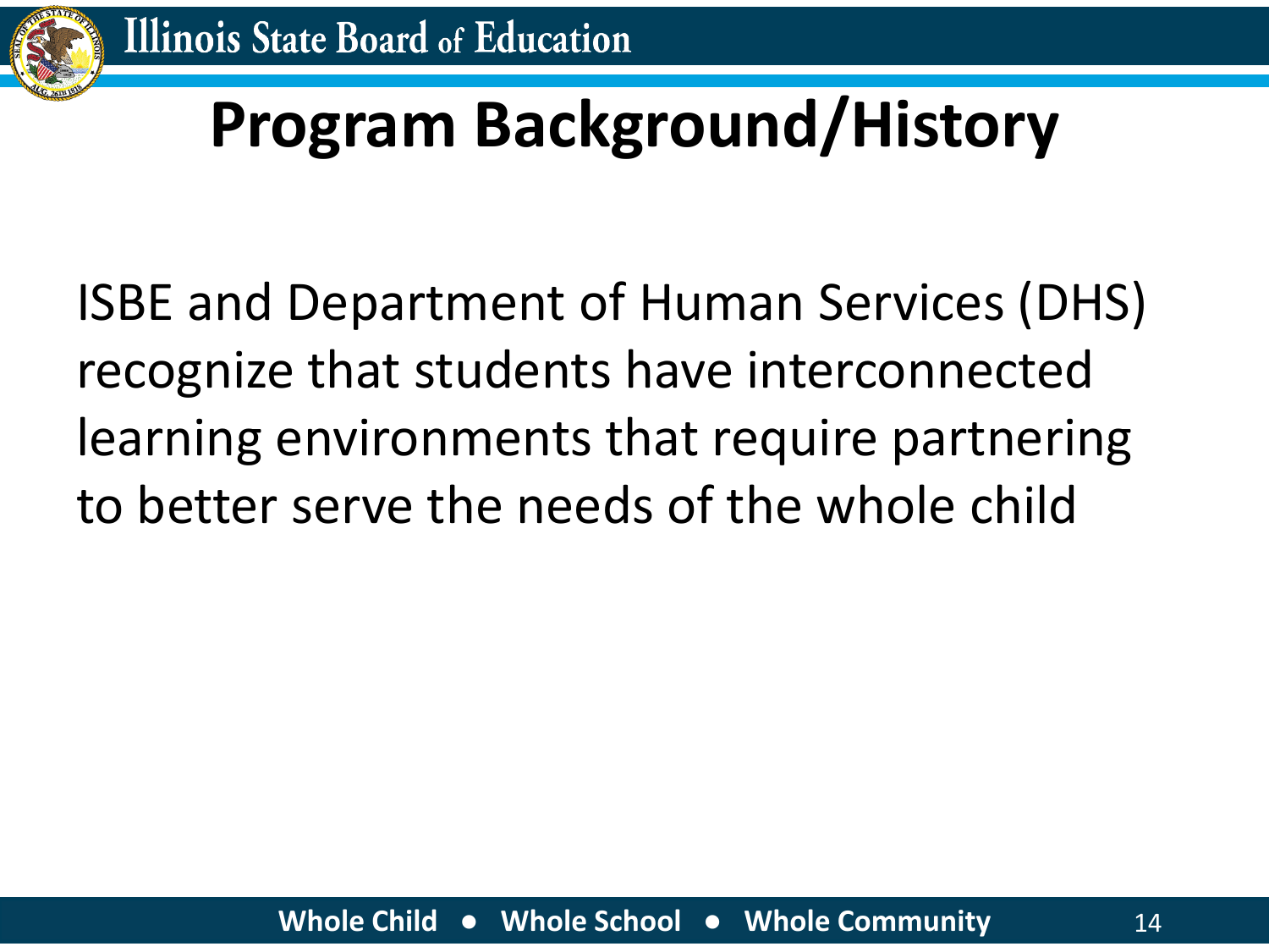# Program Background/History

ISBE and Department of Human Services (DHS) recognize that students have interconnected learning environments that require partnering to better serve the needs of the whole child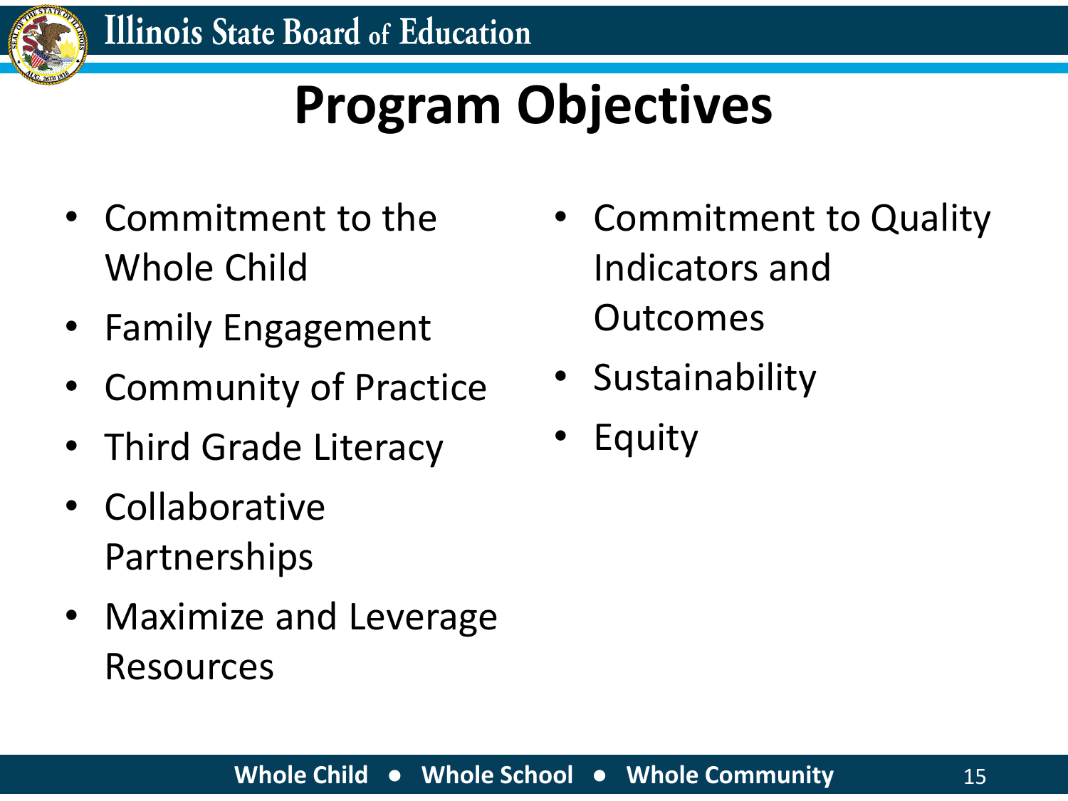# Program Objectives

- Commitment to the Whole Child
- Family Engagement
- Community of Practice
- Third Grade Literacy
- Collaborative Partnerships
- Maximize and Leverage Resources
- Commitment to Quality Indicators and Outcomes
- Sustainability
- Equity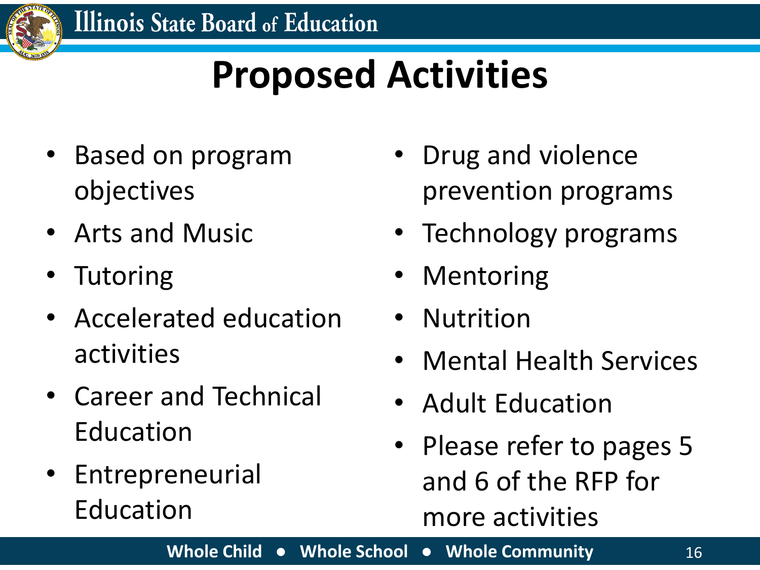# Proposed Activities

- Based on program objectives
- Arts and Music
- Tutoring
- Accelerated education activities
- Career and Technical Education
- Entrepreneurial Education
- Drug and violence prevention programs
- Technology programs
- Mentoring
- Nutrition
- Mental Health Services
- Adult Education
- Please refer to pages 5 and 6 of the RFP for more activities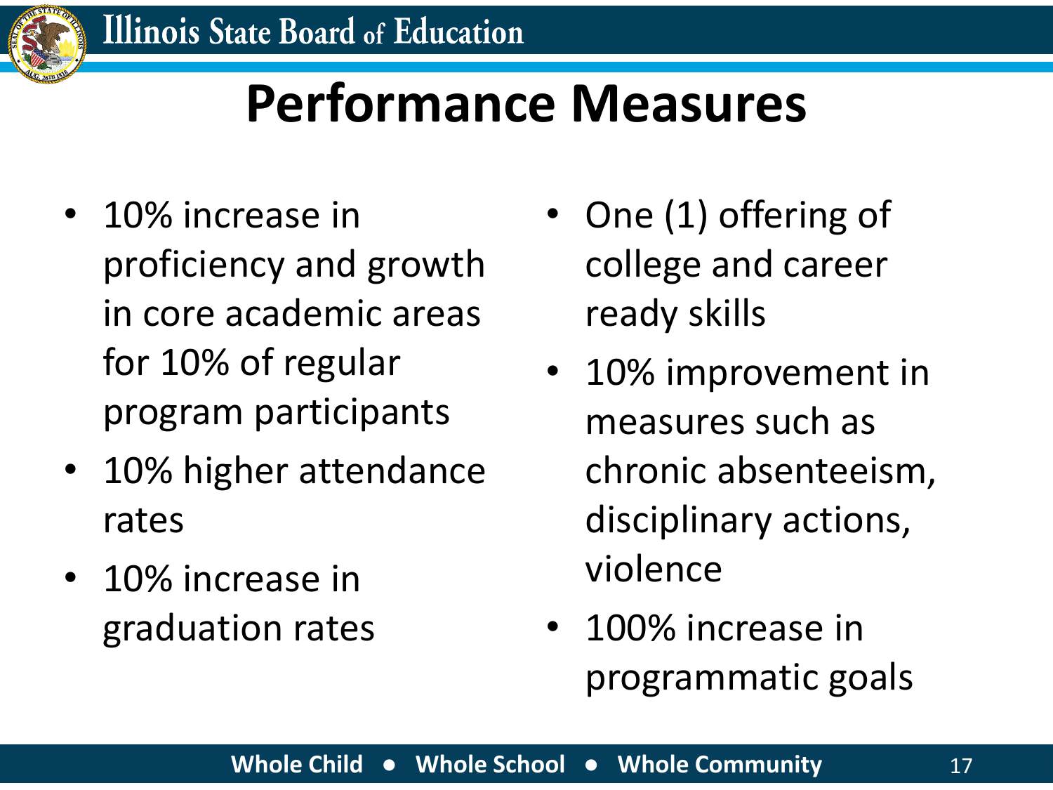# Performance Measures

- 10% increase in proficiency and growth in core academic areas for 10% of regular program participants
- 10% higher attendance rates
- 10% increase in graduation rates
- One (1) offering of college and career ready skills
- 10% improvement in measures such as chronic absenteeism, disciplinary actions, violence
- 100% increase in programmatic goals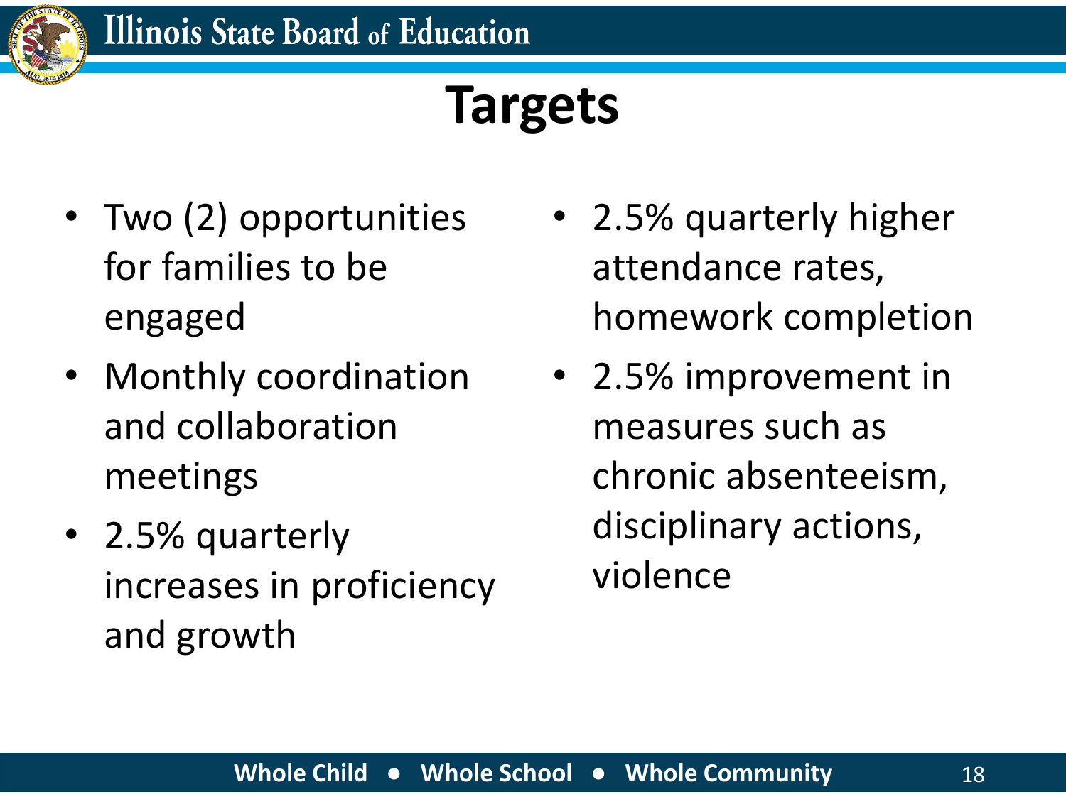# Targets

- Two (2) opportunities for families to be engaged
- Monthly coordination and collaboration meetings
- 2.5% quarterly increases in proficiency and growth
- 2.5% quarterly higher attendance rates, homework completion
- 2.5% improvement in measures such as chronic absenteeism, disciplinary actions, violence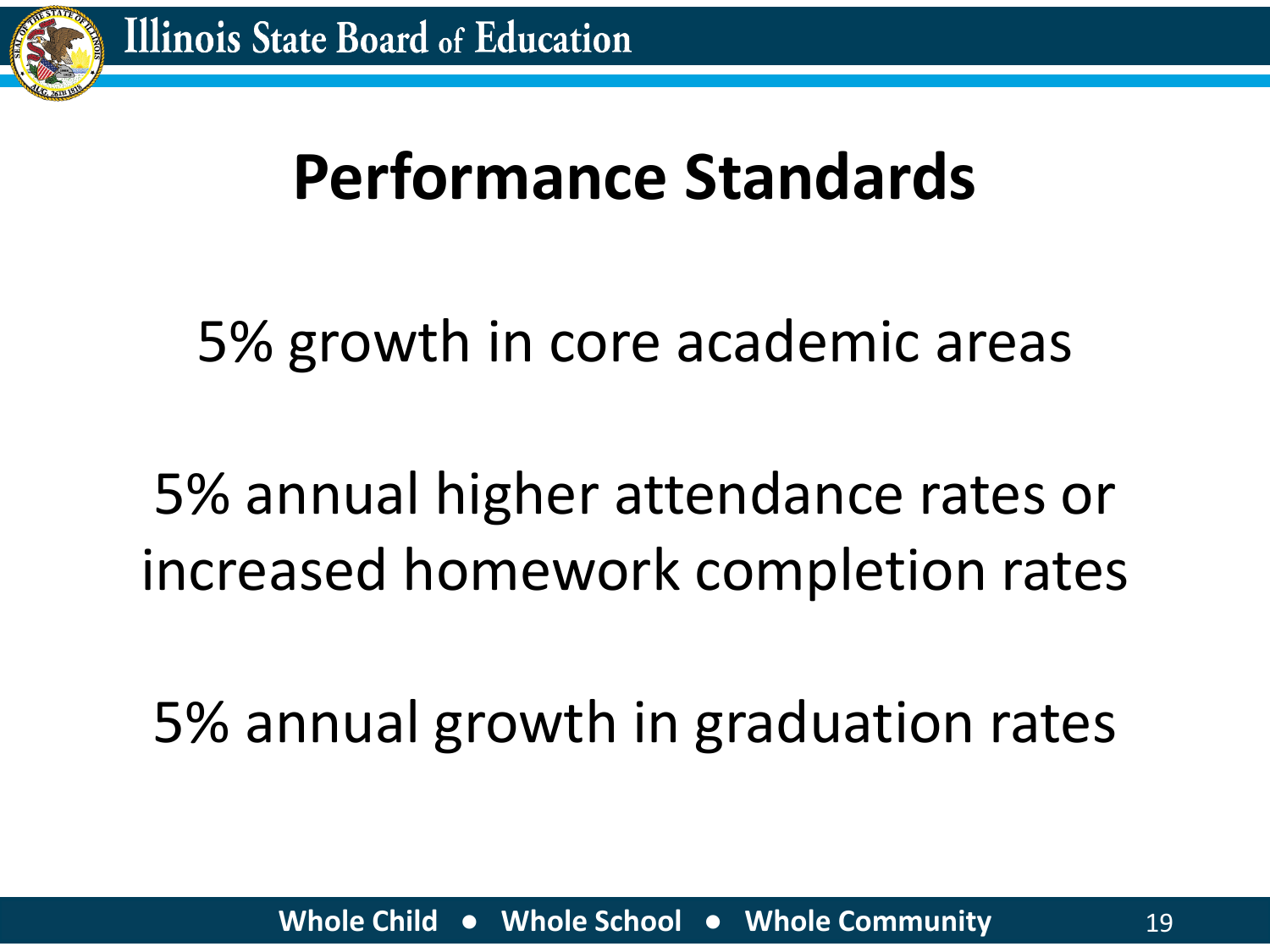# Performance Standards

5% growth in core academic areas

5% annual higher attendance rates or increased homework completion rates

5% annual growth in graduation rates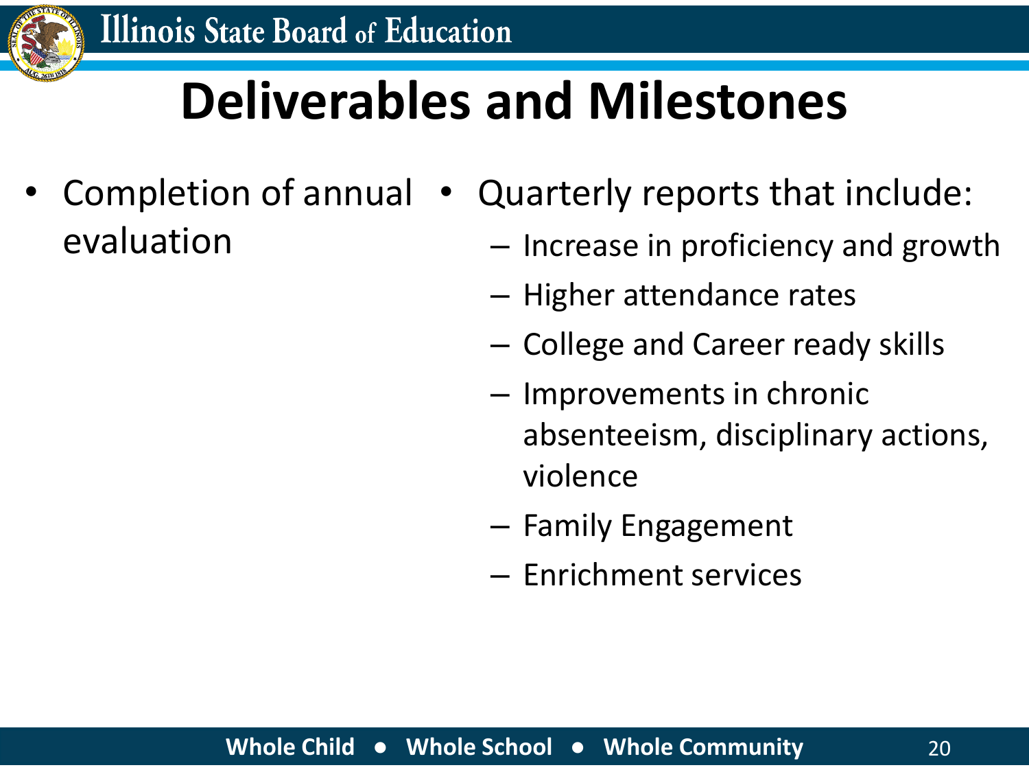# Deliverables and Milestones

- Completion of annual evaluation
- Quarterly reports that include:
  - Increase in proficiency and growth
  - Higher attendance rates
  - College and Career ready skills
  - Improvements in chronic absenteeism, disciplinary actions, violence
  - Family Engagement
  - Enrichment services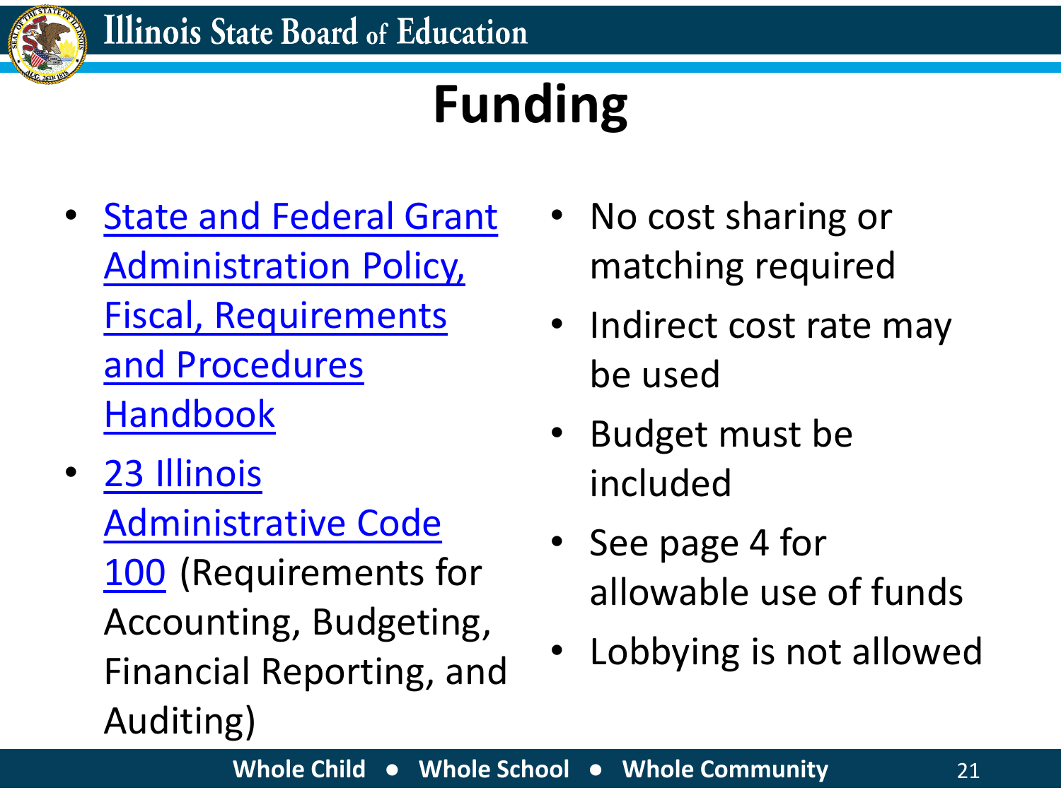# Funding

- State and Federal Grant Administration Policy, Fiscal, Requirements and Procedures Handbook
- 23 Illinois Administrative Code 100 (Requirements for Accounting, Budgeting, Financial Reporting, and Auditing)
- No cost sharing or matching required
- Indirect cost rate may be used
- Budget must be included
- See page 4 for allowable use of funds
- Lobbying is not allowed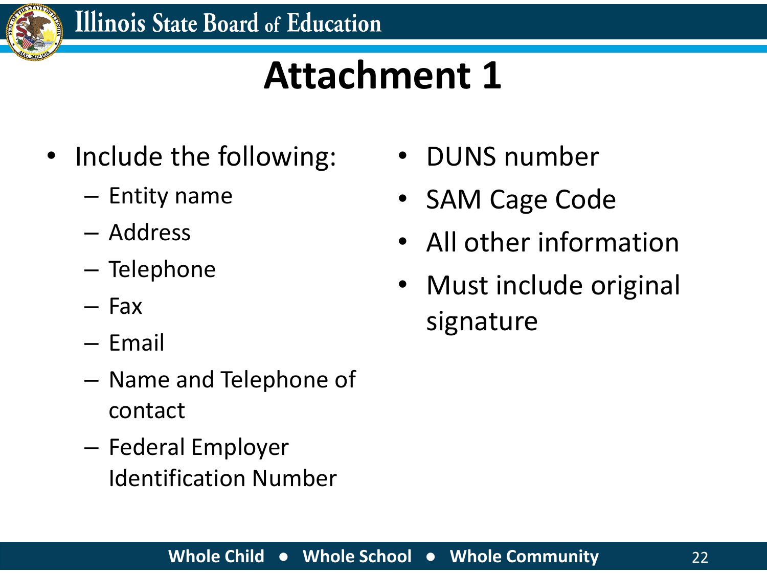# Attachment 1

- Include the following:
  - Entity name
  - Address
  - Telephone
  - Fax
  - Email
  - Name and Telephone of contact
  - Federal Employer Identification Number
- DUNS number
- SAM Cage Code
- All other information
- Must include original signature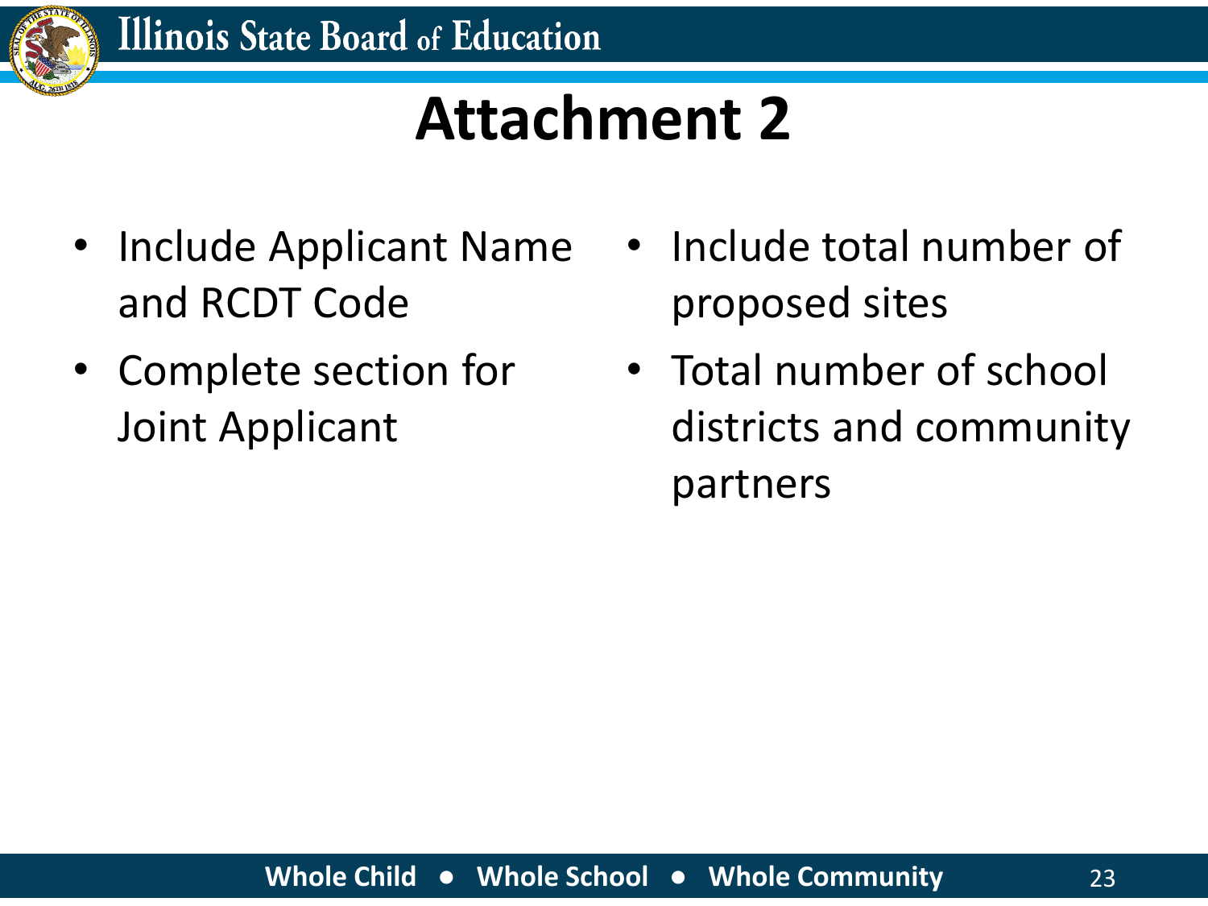# Attachment 2

- Include Applicant Name and RCDT Code
- Complete section for Joint Applicant
- Include total number of proposed sites
- Total number of school districts and community partners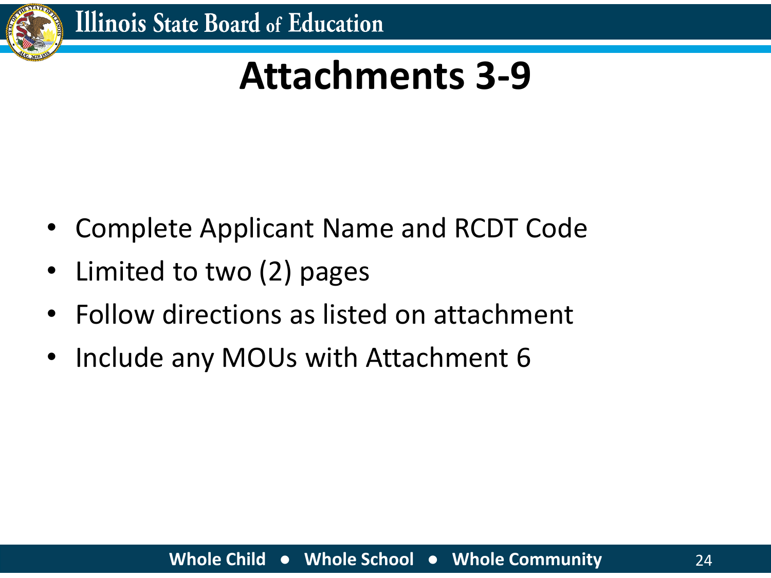# Attachments 3-9

- Complete Applicant Name and RCDT Code
- Limited to two (2) pages
- Follow directions as listed on attachment
- Include any MOUs with Attachment 6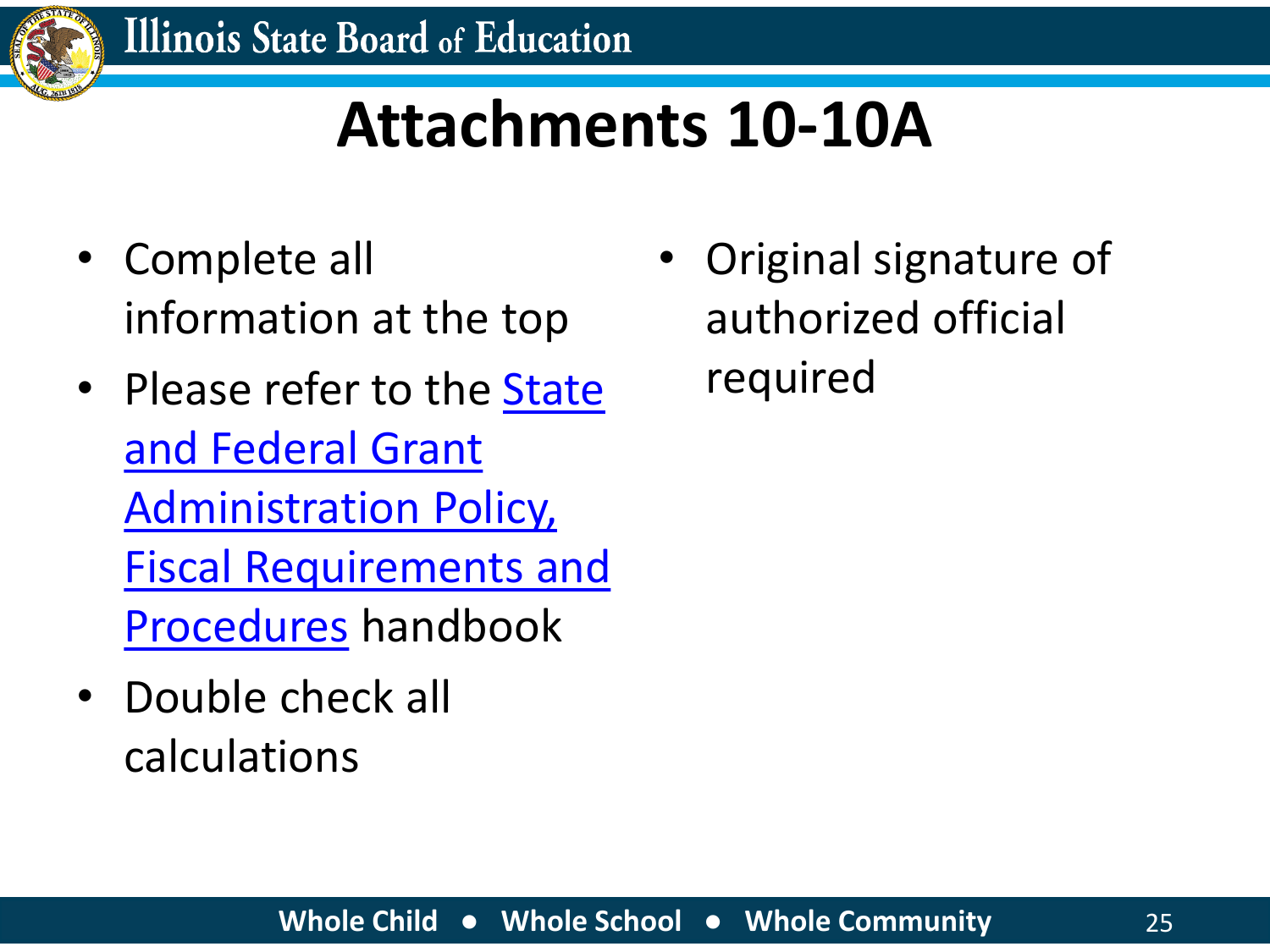# Attachments 10-10A

- Complete all information at the top
- Please refer to the State and Federal Grant Administration Policy, Fiscal Requirements and Procedures handbook
- Double check all calculations
- Original signature of authorized official required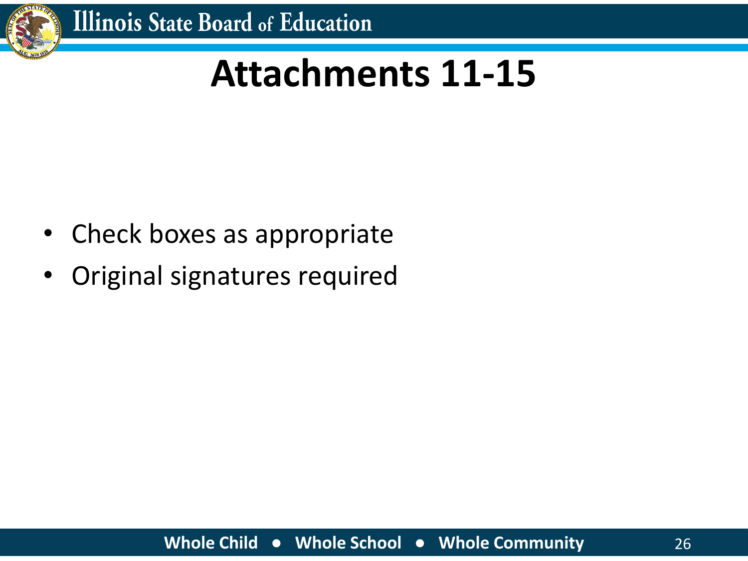# Attachments 11-15

- Check boxes as appropriate
- Original signatures required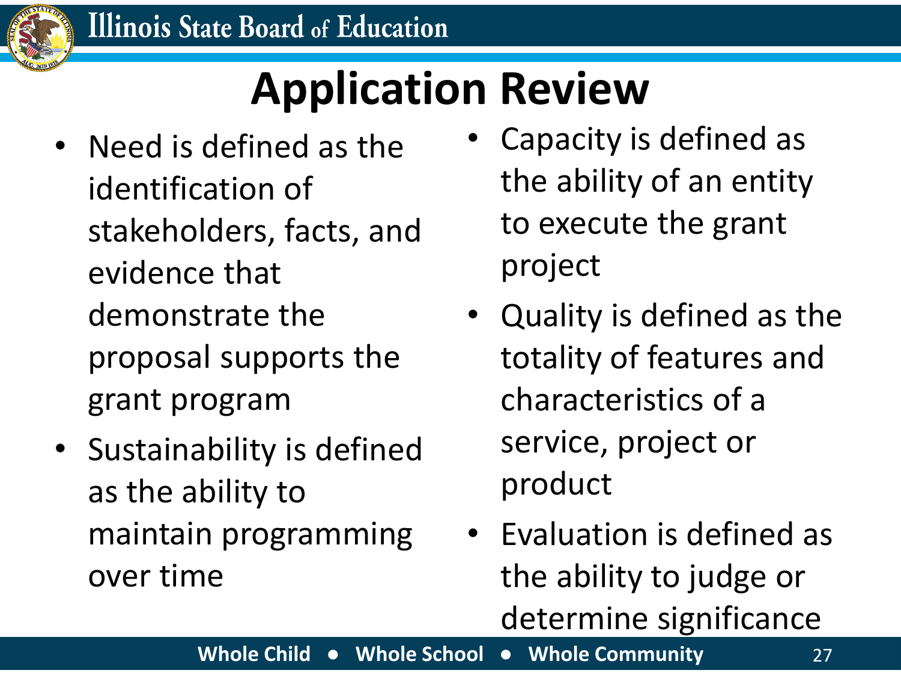# Application Review

- Need is defined as the identification of stakeholders, facts, and evidence that demonstrate the proposal supports the grant program
- Sustainability is defined as the ability to maintain programming over time
- Capacity is defined as the ability of an entity to execute the grant project
- Quality is defined as the totality of features and characteristics of a service, project or product
- Evaluation is defined as the ability to judge or determine significance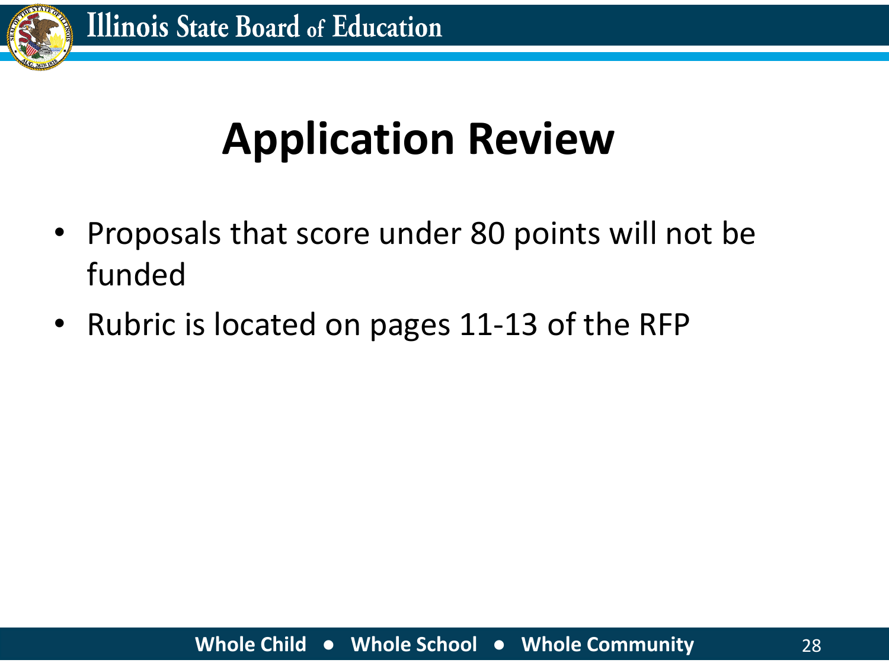# Application Review

- Proposals that score under 80 points will not be funded
- Rubric is located on pages 11-13 of the RFP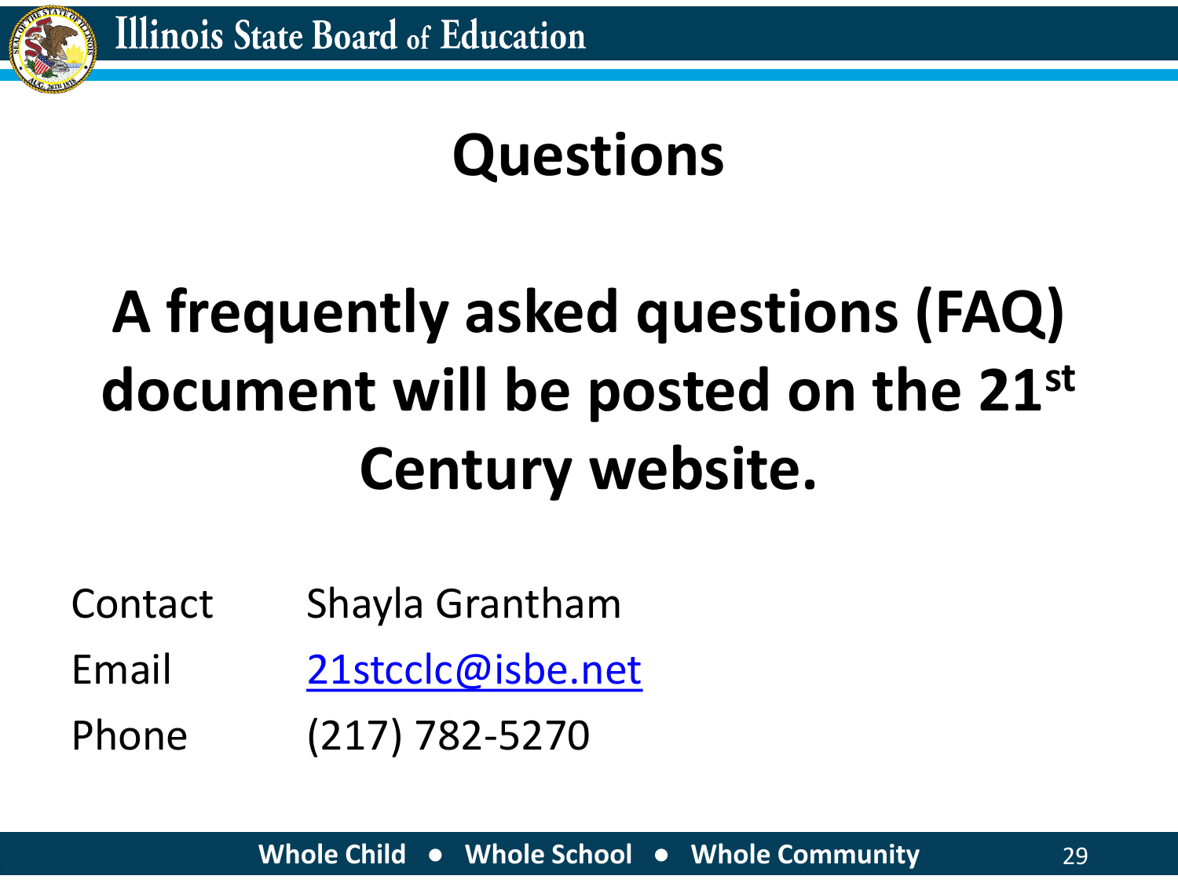# Questions

**A frequently asked questions (FAQ) document will be posted on the 21st Century website.**

| | |
|---|---|
| Contact | Shayla Grantham |
| Email | 21stcclc@isbe.net |
| Phone | (217) 782-5270 |